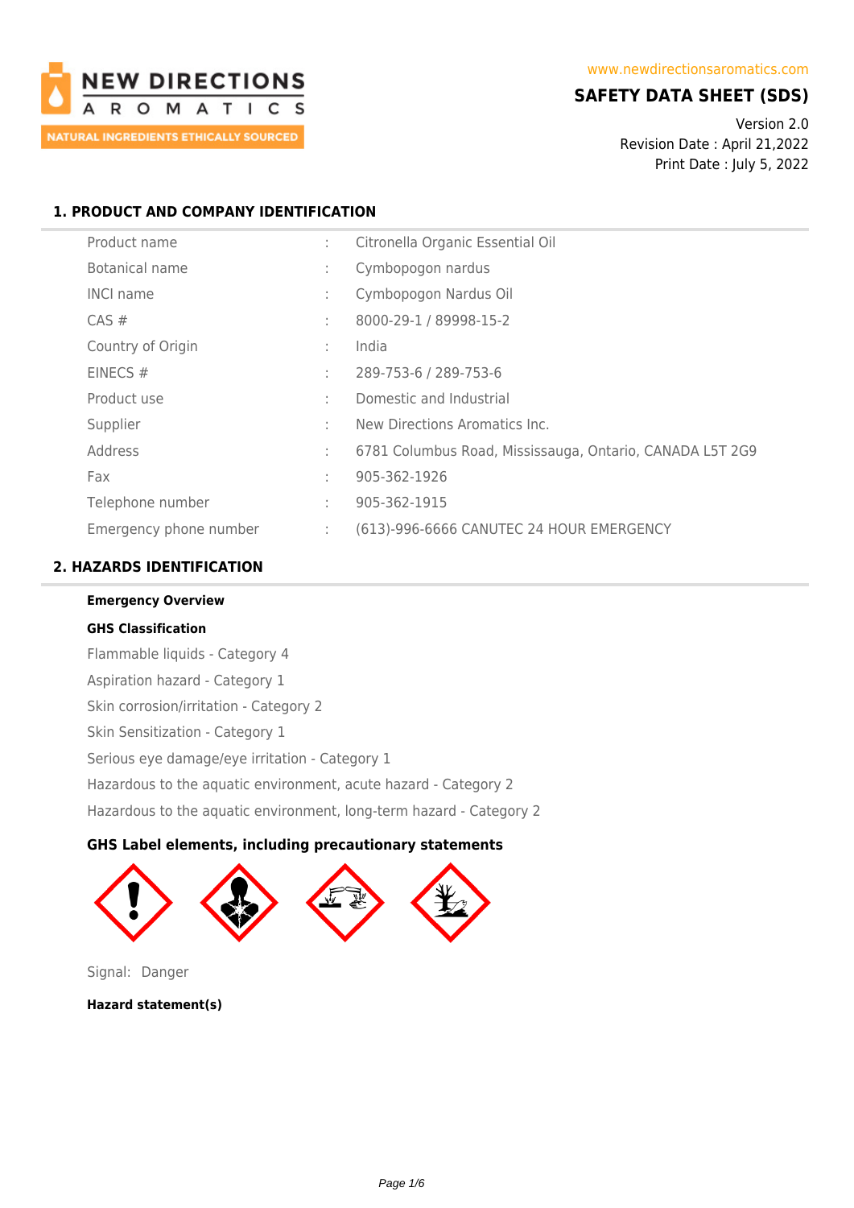www.newdirectionsaromatics.com

# SAFETY DATA SHEET (SDS)

Version 2.0
Revision Date : April 21,2022
Print Date : July 5, 2022

## 1. PRODUCT AND COMPANY IDENTIFICATION

| | | |
|---|---|---|
| Product name | : | Citronella Organic Essential Oil |
| Botanical name | : | Cymbopogon nardus |
| INCI name | : | Cymbopogon Nardus Oil |
| CAS # | : | 8000-29-1 / 89998-15-2 |
| Country of Origin | : | India |
| EINECS # | : | 289-753-6 / 289-753-6 |
| Product use | : | Domestic and Industrial |
| Supplier | : | New Directions Aromatics Inc. |
| Address | : | 6781 Columbus Road, Mississauga, Ontario, CANADA L5T 2G9 |
| Fax | : | 905-362-1926 |
| Telephone number | : | 905-362-1915 |
| Emergency phone number | : | (613)-996-6666 CANUTEC 24 HOUR EMERGENCY |

## 2. HAZARDS IDENTIFICATION

**Emergency Overview**

**GHS Classification**

Flammable liquids - Category 4

Aspiration hazard - Category 1

Skin corrosion/irritation - Category 2

Skin Sensitization - Category 1

Serious eye damage/eye irritation - Category 1

Hazardous to the aquatic environment, acute hazard - Category 2

Hazardous to the aquatic environment, long-term hazard - Category 2

**GHS Label elements, including precautionary statements**

Signal: Danger

**Hazard statement(s)**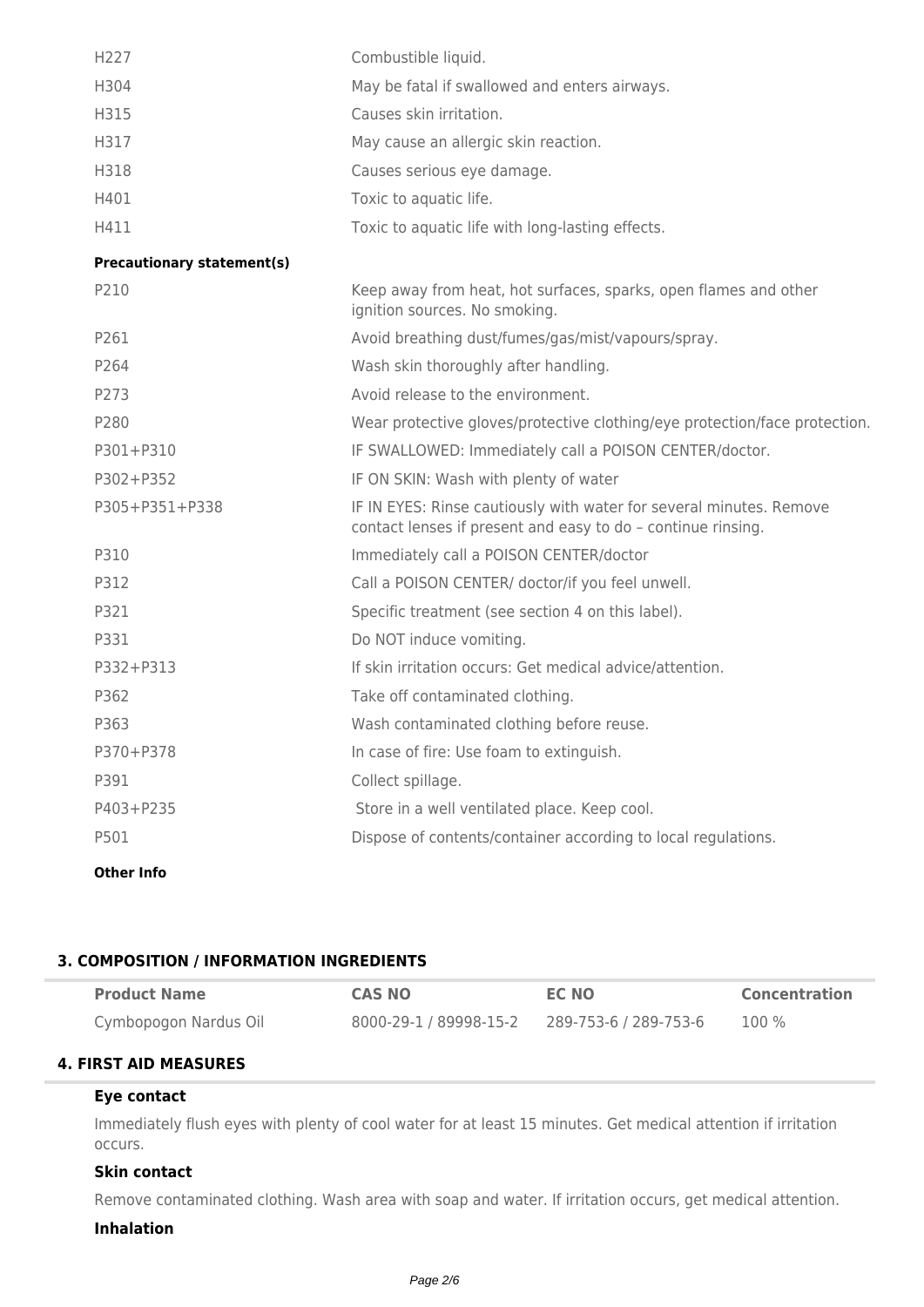| | |
|---|---|
| H227 | Combustible liquid. |
| H304 | May be fatal if swallowed and enters airways. |
| H315 | Causes skin irritation. |
| H317 | May cause an allergic skin reaction. |
| H318 | Causes serious eye damage. |
| H401 | Toxic to aquatic life. |
| H411 | Toxic to aquatic life with long-lasting effects. |

**Precautionary statement(s)**

| | |
|---|---|
| P210 | Keep away from heat, hot surfaces, sparks, open flames and other ignition sources. No smoking. |
| P261 | Avoid breathing dust/fumes/gas/mist/vapours/spray. |
| P264 | Wash skin thoroughly after handling. |
| P273 | Avoid release to the environment. |
| P280 | Wear protective gloves/protective clothing/eye protection/face protection. |
| P301+P310 | IF SWALLOWED: Immediately call a POISON CENTER/doctor. |
| P302+P352 | IF ON SKIN: Wash with plenty of water |
| P305+P351+P338 | IF IN EYES: Rinse cautiously with water for several minutes. Remove contact lenses if present and easy to do – continue rinsing. |
| P310 | Immediately call a POISON CENTER/doctor |
| P312 | Call a POISON CENTER/ doctor/if you feel unwell. |
| P321 | Specific treatment (see section 4 on this label). |
| P331 | Do NOT induce vomiting. |
| P332+P313 | If skin irritation occurs: Get medical advice/attention. |
| P362 | Take off contaminated clothing. |
| P363 | Wash contaminated clothing before reuse. |
| P370+P378 | In case of fire: Use foam to extinguish. |
| P391 | Collect spillage. |
| P403+P235 | Store in a well ventilated place. Keep cool. |
| P501 | Dispose of contents/container according to local regulations. |

**Other Info**

## 3. COMPOSITION / INFORMATION INGREDIENTS

| Product Name | CAS NO | EC NO | Concentration |
|---|---|---|---|
| Cymbopogon Nardus Oil | 8000-29-1 / 89998-15-2 | 289-753-6 / 289-753-6 | 100 % |

## 4. FIRST AID MEASURES

### Eye contact

Immediately flush eyes with plenty of cool water for at least 15 minutes. Get medical attention if irritation occurs.

### Skin contact

Remove contaminated clothing. Wash area with soap and water. If irritation occurs, get medical attention.

### Inhalation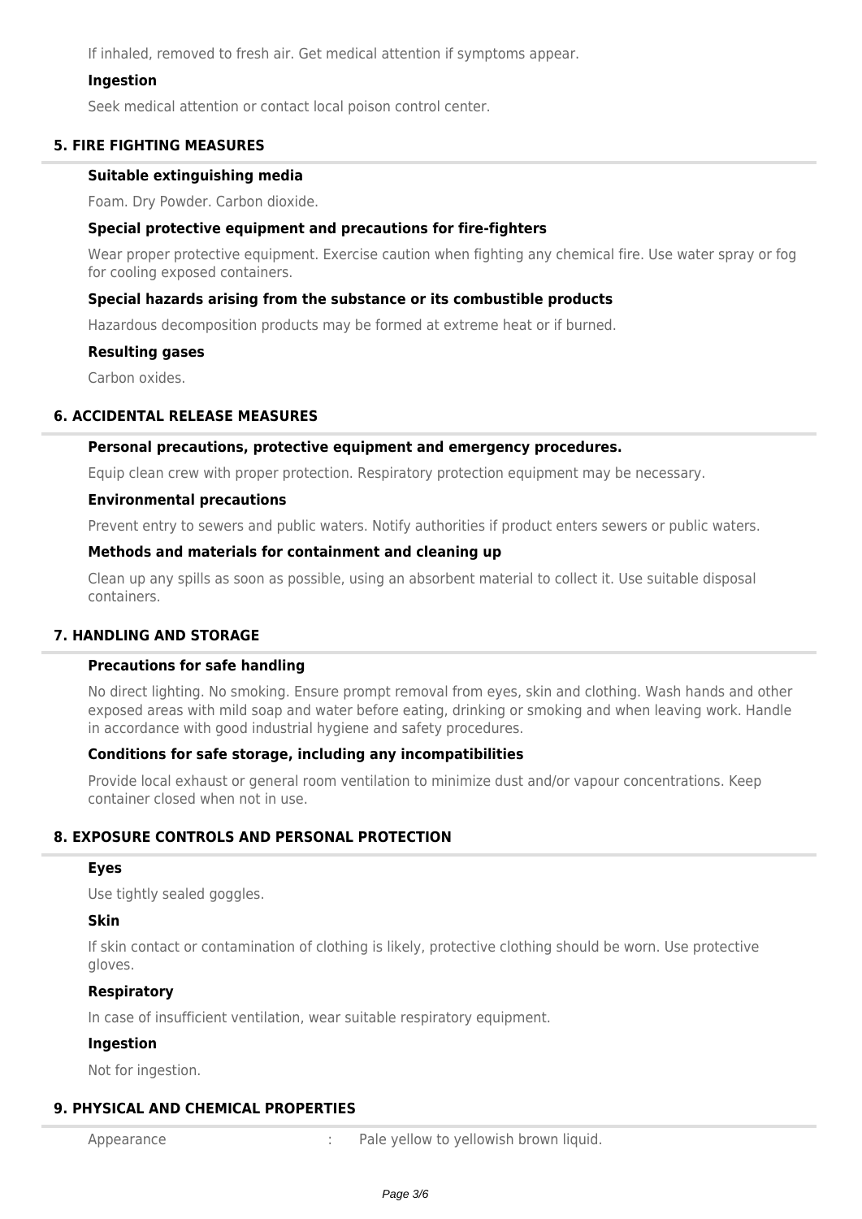If inhaled, removed to fresh air. Get medical attention if symptoms appear.

### Ingestion

Seek medical attention or contact local poison control center.

## 5. FIRE FIGHTING MEASURES

### Suitable extinguishing media

Foam. Dry Powder. Carbon dioxide.

### Special protective equipment and precautions for fire-fighters

Wear proper protective equipment. Exercise caution when fighting any chemical fire. Use water spray or fog for cooling exposed containers.

### Special hazards arising from the substance or its combustible products

Hazardous decomposition products may be formed at extreme heat or if burned.

### Resulting gases

Carbon oxides.

## 6. ACCIDENTAL RELEASE MEASURES

### Personal precautions, protective equipment and emergency procedures.

Equip clean crew with proper protection. Respiratory protection equipment may be necessary.

### Environmental precautions

Prevent entry to sewers and public waters. Notify authorities if product enters sewers or public waters.

### Methods and materials for containment and cleaning up

Clean up any spills as soon as possible, using an absorbent material to collect it. Use suitable disposal containers.

## 7. HANDLING AND STORAGE

### Precautions for safe handling

No direct lighting. No smoking. Ensure prompt removal from eyes, skin and clothing. Wash hands and other exposed areas with mild soap and water before eating, drinking or smoking and when leaving work. Handle in accordance with good industrial hygiene and safety procedures.

### Conditions for safe storage, including any incompatibilities

Provide local exhaust or general room ventilation to minimize dust and/or vapour concentrations. Keep container closed when not in use.

## 8. EXPOSURE CONTROLS AND PERSONAL PROTECTION

### Eyes

Use tightly sealed goggles.

### Skin

If skin contact or contamination of clothing is likely, protective clothing should be worn. Use protective gloves.

### Respiratory

In case of insufficient ventilation, wear suitable respiratory equipment.

### Ingestion

Not for ingestion.

## 9. PHYSICAL AND CHEMICAL PROPERTIES

| | | |
|---|---|---|
| Appearance | : | Pale yellow to yellowish brown liquid. |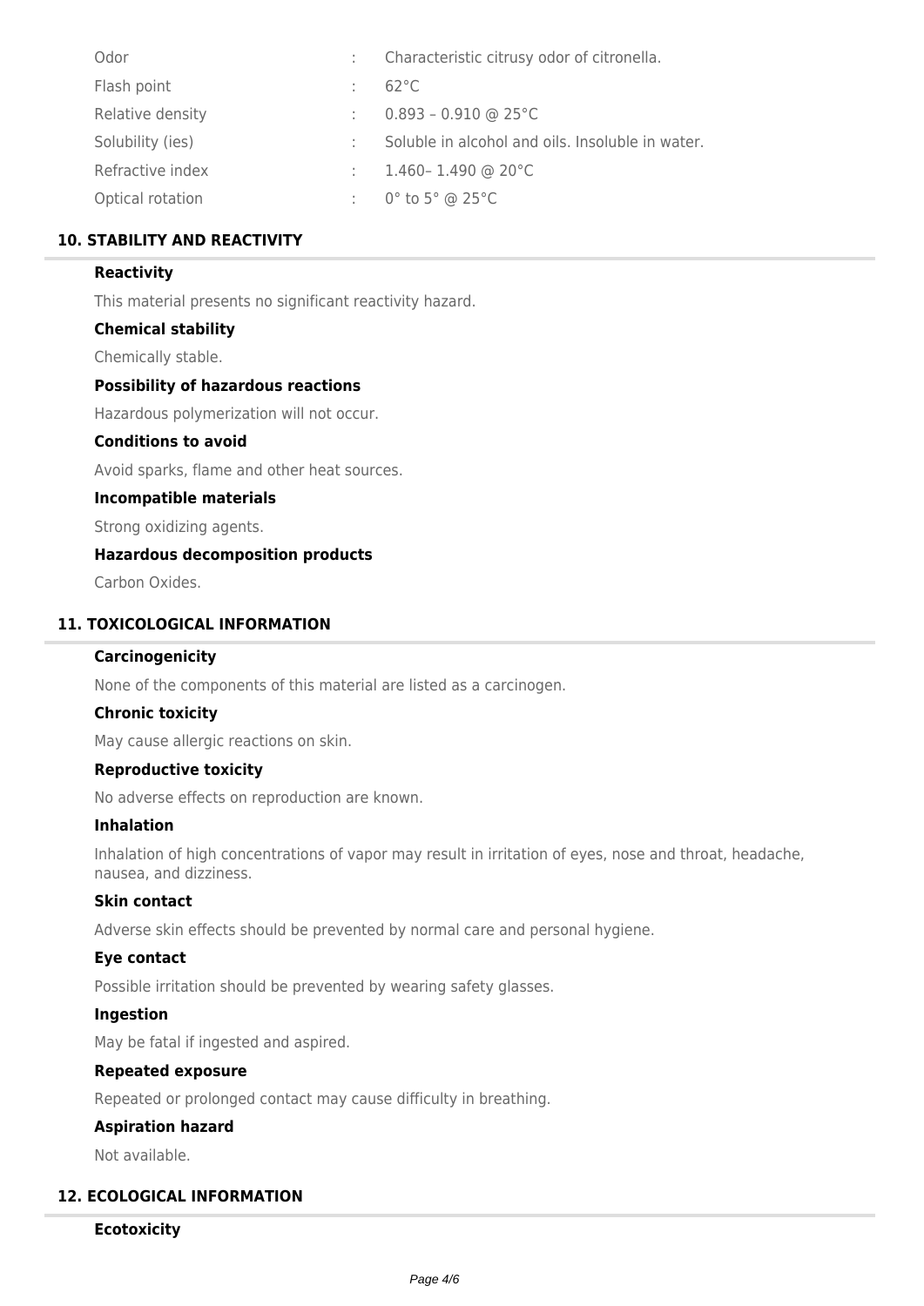| | | |
|---|---|---|
| Odor | : | Characteristic citrusy odor of citronella. |
| Flash point | : | 62°C |
| Relative density | : | 0.893 – 0.910 @ 25°C |
| Solubility (ies) | : | Soluble in alcohol and oils. Insoluble in water. |
| Refractive index | : | 1.460– 1.490 @ 20°C |
| Optical rotation | : | 0° to 5° @ 25°C |

## 10. STABILITY AND REACTIVITY

### Reactivity

This material presents no significant reactivity hazard.

### Chemical stability

Chemically stable.

### Possibility of hazardous reactions

Hazardous polymerization will not occur.

### Conditions to avoid

Avoid sparks, flame and other heat sources.

### Incompatible materials

Strong oxidizing agents.

### Hazardous decomposition products

Carbon Oxides.

## 11. TOXICOLOGICAL INFORMATION

### Carcinogenicity

None of the components of this material are listed as a carcinogen.

### Chronic toxicity

May cause allergic reactions on skin.

### Reproductive toxicity

No adverse effects on reproduction are known.

### Inhalation

Inhalation of high concentrations of vapor may result in irritation of eyes, nose and throat, headache, nausea, and dizziness.

### Skin contact

Adverse skin effects should be prevented by normal care and personal hygiene.

### Eye contact

Possible irritation should be prevented by wearing safety glasses.

### Ingestion

May be fatal if ingested and aspired.

### Repeated exposure

Repeated or prolonged contact may cause difficulty in breathing.

### Aspiration hazard

Not available.

## 12. ECOLOGICAL INFORMATION

### Ecotoxicity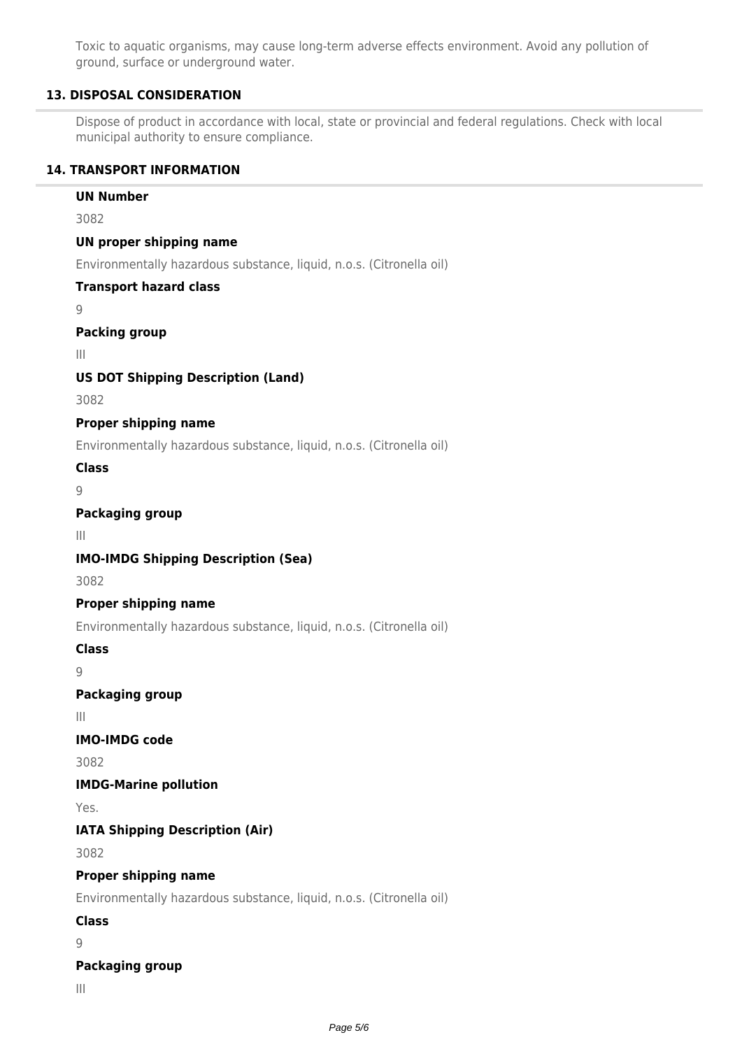Toxic to aquatic organisms, may cause long-term adverse effects environment. Avoid any pollution of ground, surface or underground water.

## 13. DISPOSAL CONSIDERATION

Dispose of product in accordance with local, state or provincial and federal regulations. Check with local municipal authority to ensure compliance.

## 14. TRANSPORT INFORMATION

**UN Number**

3082

**UN proper shipping name**

Environmentally hazardous substance, liquid, n.o.s. (Citronella oil)

**Transport hazard class**

9

**Packing group**

III

**US DOT Shipping Description (Land)**

3082

**Proper shipping name**

Environmentally hazardous substance, liquid, n.o.s. (Citronella oil)

**Class**

9

**Packaging group**

III

**IMO-IMDG Shipping Description (Sea)**

3082

**Proper shipping name**

Environmentally hazardous substance, liquid, n.o.s. (Citronella oil)

**Class**

9

**Packaging group**

III

**IMO-IMDG code**

3082

**IMDG-Marine pollution**

Yes.

**IATA Shipping Description (Air)**

3082

**Proper shipping name**

Environmentally hazardous substance, liquid, n.o.s. (Citronella oil)

**Class**

9

**Packaging group**

III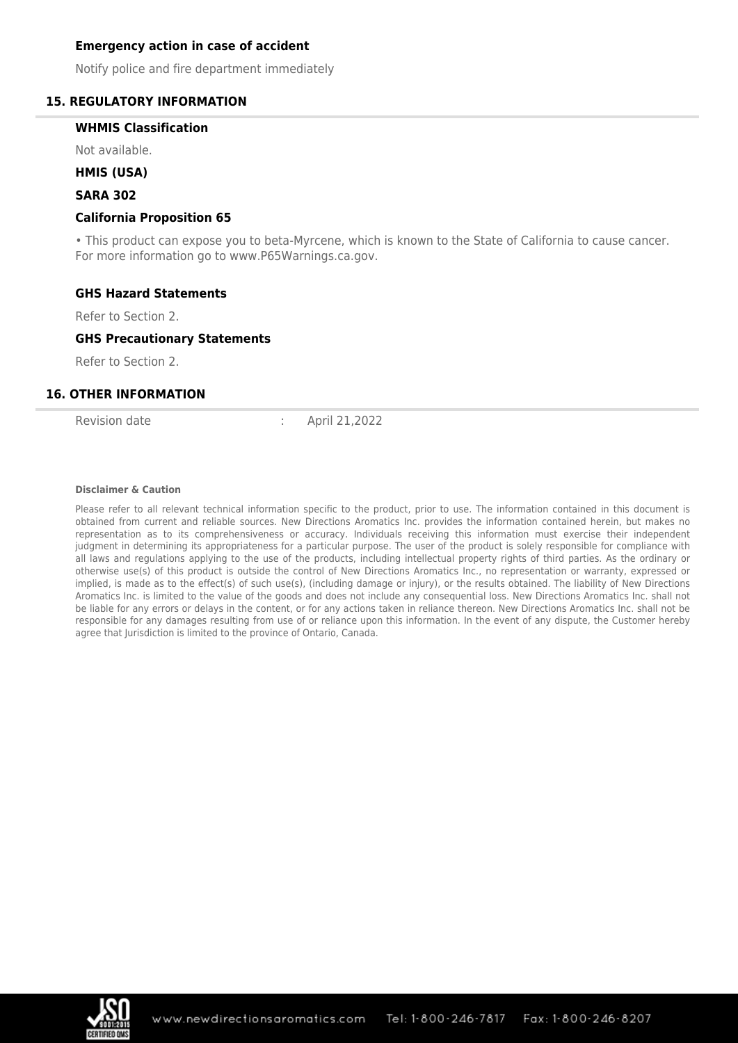### Emergency action in case of accident

Notify police and fire department immediately

## 15. REGULATORY INFORMATION

### WHMIS Classification

Not available.

### HMIS (USA)

### SARA 302

### California Proposition 65

• This product can expose you to beta-Myrcene, which is known to the State of California to cause cancer. For more information go to www.P65Warnings.ca.gov.

### GHS Hazard Statements

Refer to Section 2.

### GHS Precautionary Statements

Refer to Section 2.

## 16. OTHER INFORMATION

Revision date : April 21,2022

**Disclaimer & Caution**

Please refer to all relevant technical information specific to the product, prior to use. The information contained in this document is obtained from current and reliable sources. New Directions Aromatics Inc. provides the information contained herein, but makes no representation as to its comprehensiveness or accuracy. Individuals receiving this information must exercise their independent judgment in determining its appropriateness for a particular purpose. The user of the product is solely responsible for compliance with all laws and regulations applying to the use of the products, including intellectual property rights of third parties. As the ordinary or otherwise use(s) of this product is outside the control of New Directions Aromatics Inc., no representation or warranty, expressed or implied, is made as to the effect(s) of such use(s), (including damage or injury), or the results obtained. The liability of New Directions Aromatics Inc. is limited to the value of the goods and does not include any consequential loss. New Directions Aromatics Inc. shall not be liable for any errors or delays in the content, or for any actions taken in reliance thereon. New Directions Aromatics Inc. shall not be responsible for any damages resulting from use of or reliance upon this information. In the event of any dispute, the Customer hereby agree that Jurisdiction is limited to the province of Ontario, Canada.